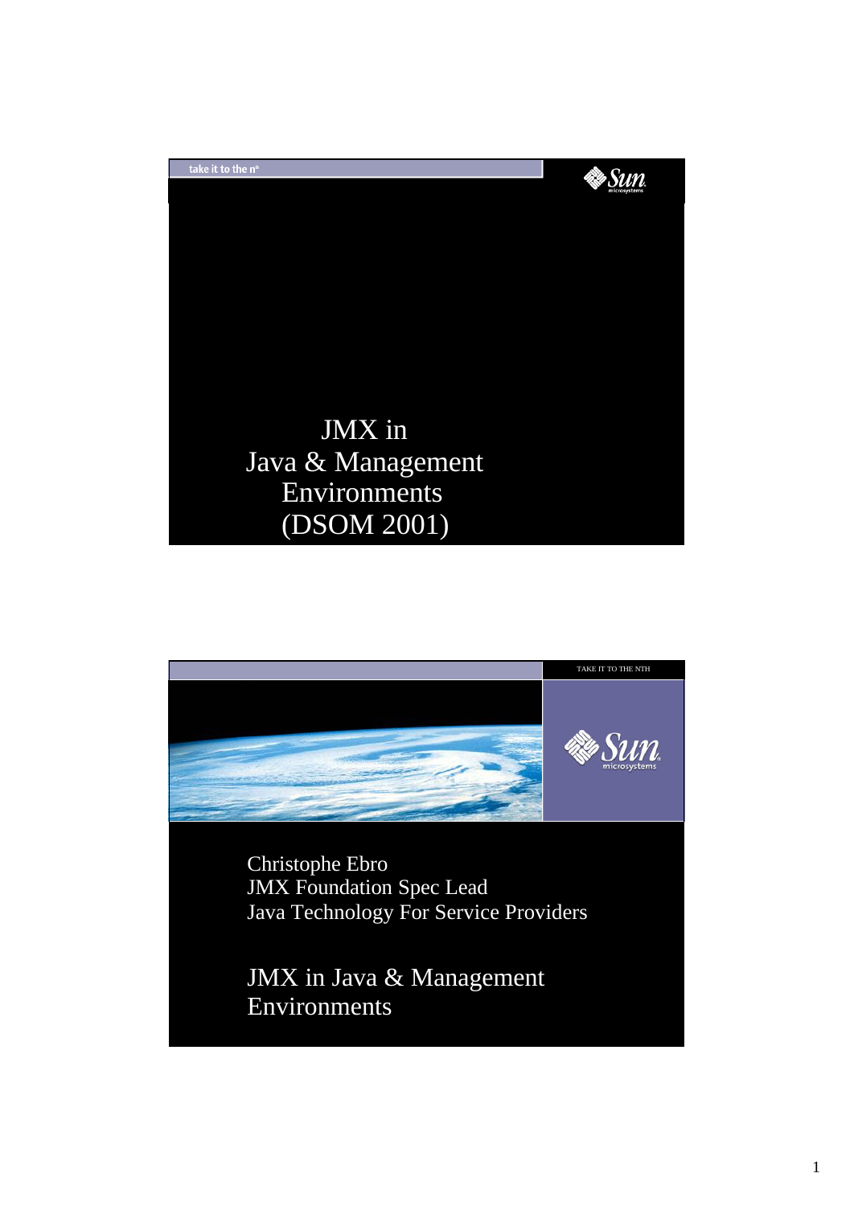take it to the n[th]

# JMX in Java & Management Environments (DSOM 2001)

TAKE IT TO THE NTH

Christophe Ebro
JMX Foundation Spec Lead
Java Technology For Service Providers

## JMX in Java & Management Environments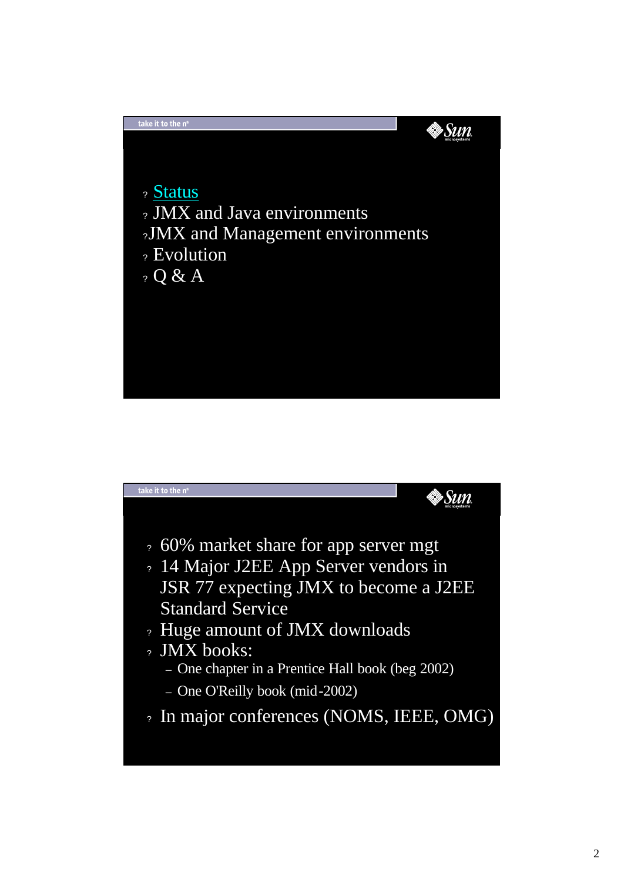- Status
- JMX and Java environments
- JMX and Management environments
- Evolution
- Q & A

---

- 60% market share for app server mgt
- 14 Major J2EE App Server vendors in JSR 77 expecting JMX to become a J2EE Standard Service
- Huge amount of JMX downloads
- JMX books:
  - One chapter in a Prentice Hall book (beg 2002)
  - One O'Reilly book (mid-2002)
- In major conferences (NOMS, IEEE, OMG)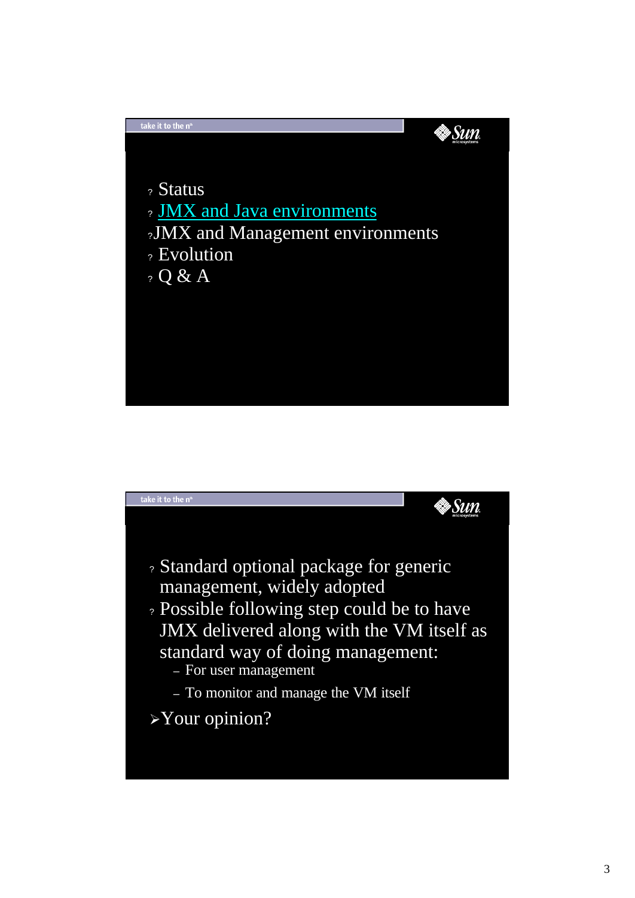- Status
- JMX and Java environments
- JMX and Management environments
- Evolution
- Q & A

---

- Standard optional package for generic management, widely adopted
- Possible following step could be to have JMX delivered along with the VM itself as standard way of doing management:
  - For user management
  - To monitor and manage the VM itself
- Your opinion?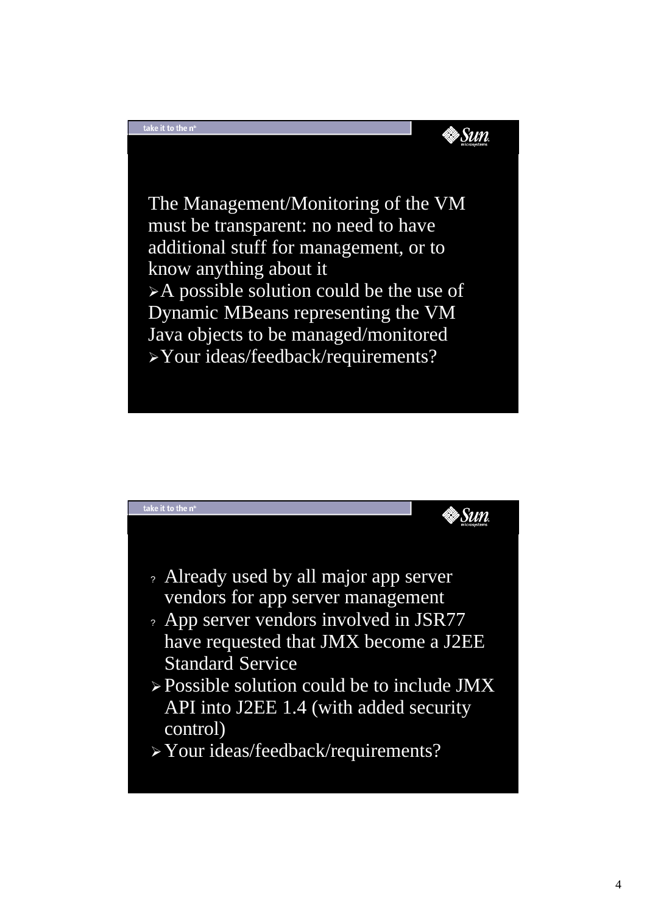The Management/Monitoring of the VM must be transparent: no need to have additional stuff for management, or to know anything about it

- A possible solution could be the use of Dynamic MBeans representing the VM Java objects to be managed/monitored
- Your ideas/feedback/requirements?

---

- Already used by all major app server vendors for app server management
- App server vendors involved in JSR77 have requested that JMX become a J2EE Standard Service
- Possible solution could be to include JMX API into J2EE 1.4 (with added security control)
- Your ideas/feedback/requirements?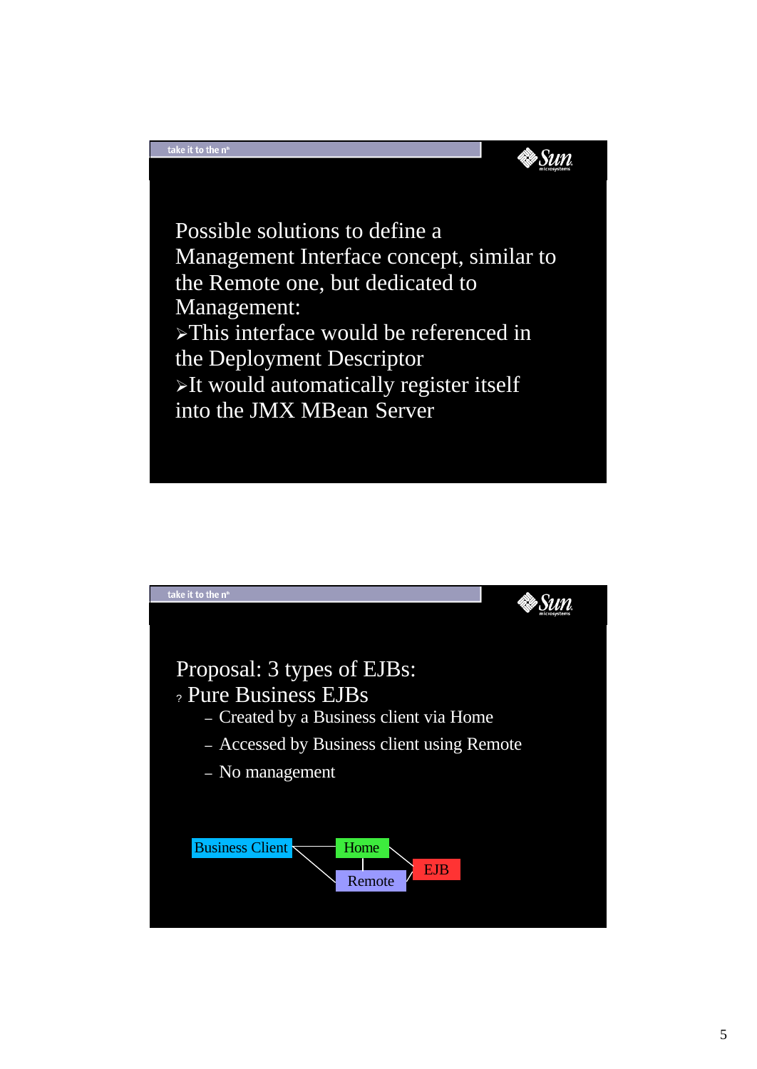Possible solutions to define a Management Interface concept, similar to the Remote one, but dedicated to Management:

- This interface would be referenced in the Deployment Descriptor
- It would automatically register itself into the JMX MBean Server

---

Proposal: 3 types of EJBs:

- Pure Business EJBs
  - Created by a Business client via Home
  - Accessed by Business client using Remote
  - No management

Business Client → Home → EJB

Business Client → Remote → EJB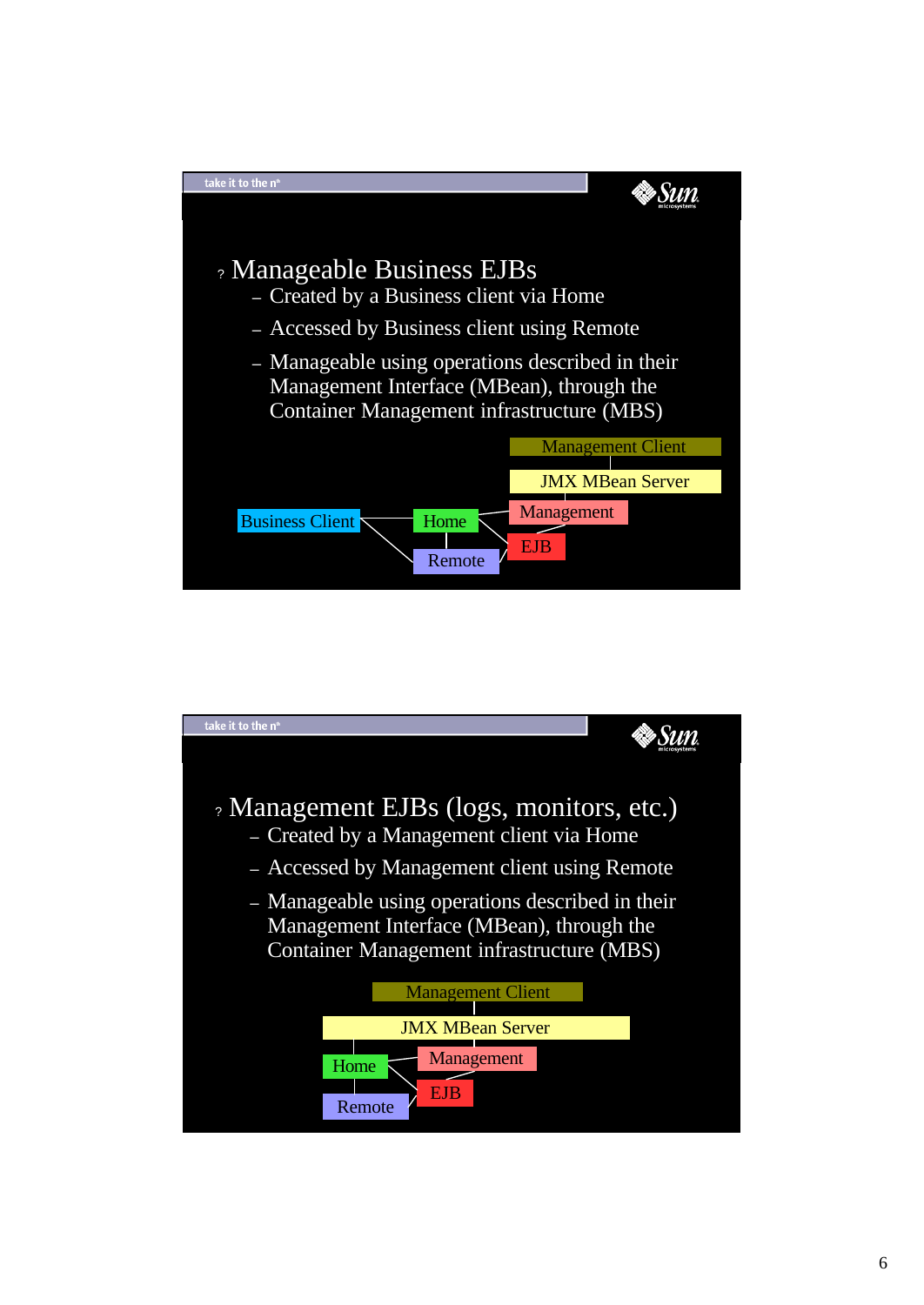## Manageable Business EJBs

- Created by a Business client via Home
- Accessed by Business client using Remote
- Manageable using operations described in their Management Interface (MBean), through the Container Management infrastructure (MBS)

Management Client

JMX MBean Server

Business Client — Home — Management

Remote — EJB

## Management EJBs (logs, monitors, etc.)

- Created by a Management client via Home
- Accessed by Management client using Remote
- Manageable using operations described in their Management Interface (MBean), through the Container Management infrastructure (MBS)

Management Client

JMX MBean Server

Home — Management

Remote — EJB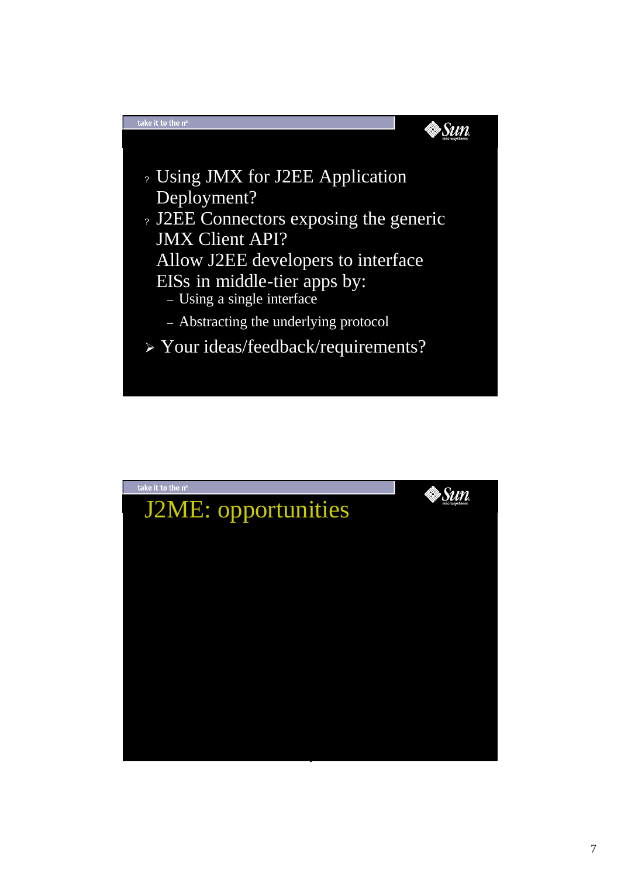- Using JMX for J2EE Application Deployment?
- J2EE Connectors exposing the generic JMX Client API?

  Allow J2EE developers to interface EISs in middle-tier apps by:
  - Using a single interface
  - Abstracting the underlying protocol
- Your ideas/feedback/requirements?

## J2ME: opportunities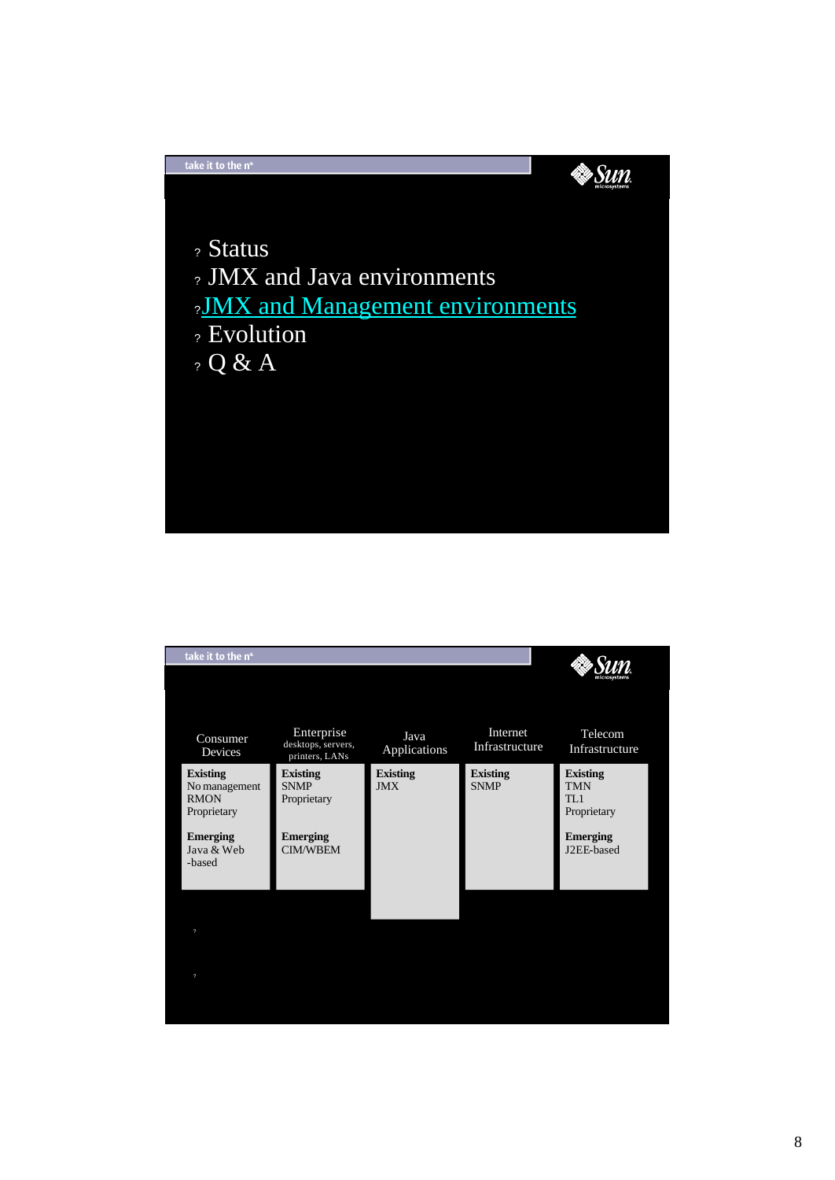- Status
- JMX and Java environments
- JMX and Management environments
- Evolution
- Q & A

| Consumer Devices | Enterprise desktops, servers, printers, LANs | Java Applications | Internet Infrastructure | Telecom Infrastructure |
|---|---|---|---|---|
| **Existing** No management RMON Proprietary **Emerging** Java & Web -based | **Existing** SNMP Proprietary **Emerging** CIM/WBEM | **Existing** JMX | **Existing** SNMP | **Existing** TMN TL1 Proprietary **Emerging** J2EE-based |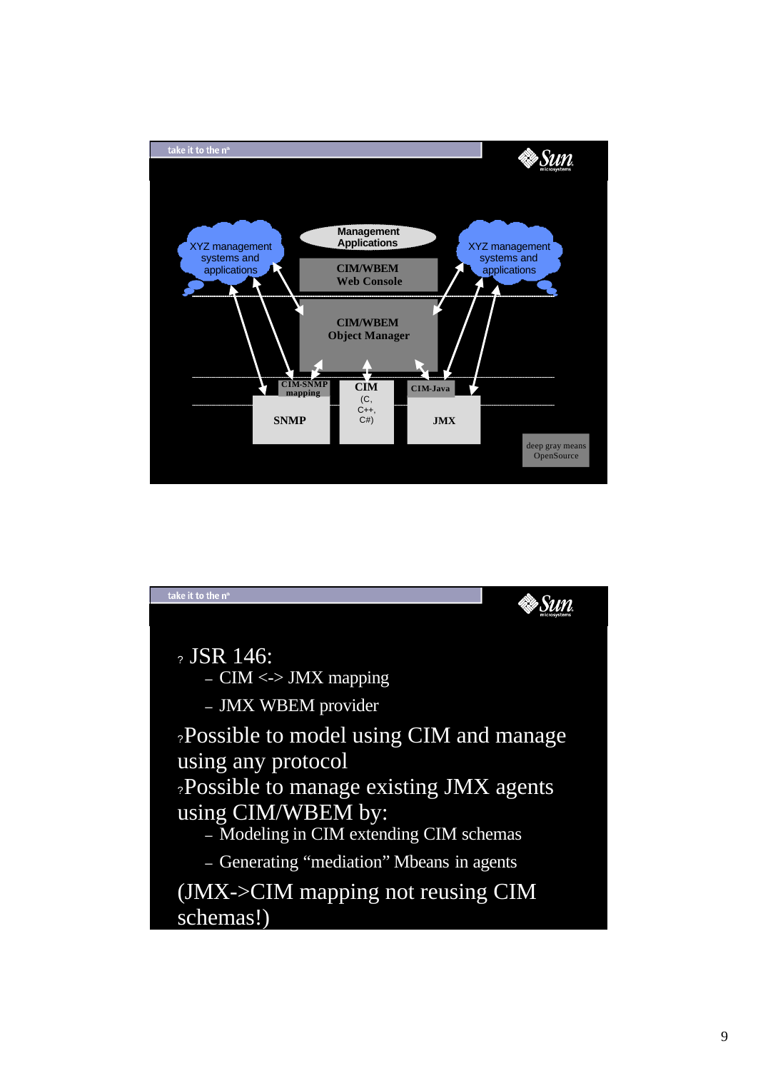take it to the nth

XYZ management systems and applications

Management Applications

CIM/WBEM Web Console

XYZ management systems and applications

CIM/WBEM Object Manager

CIM-SNMP mapping

SNMP

CIM (C, C++, C#)

CIM-Java

JMX

deep gray means OpenSource

take it to the nth

- JSR 146:
  - CIM <-> JMX mapping
  - JMX WBEM provider
- Possible to model using CIM and manage using any protocol
- Possible to manage existing JMX agents using CIM/WBEM by:
  - Modeling in CIM extending CIM schemas
  - Generating “mediation” Mbeans in agents

(JMX->CIM mapping not reusing CIM schemas!)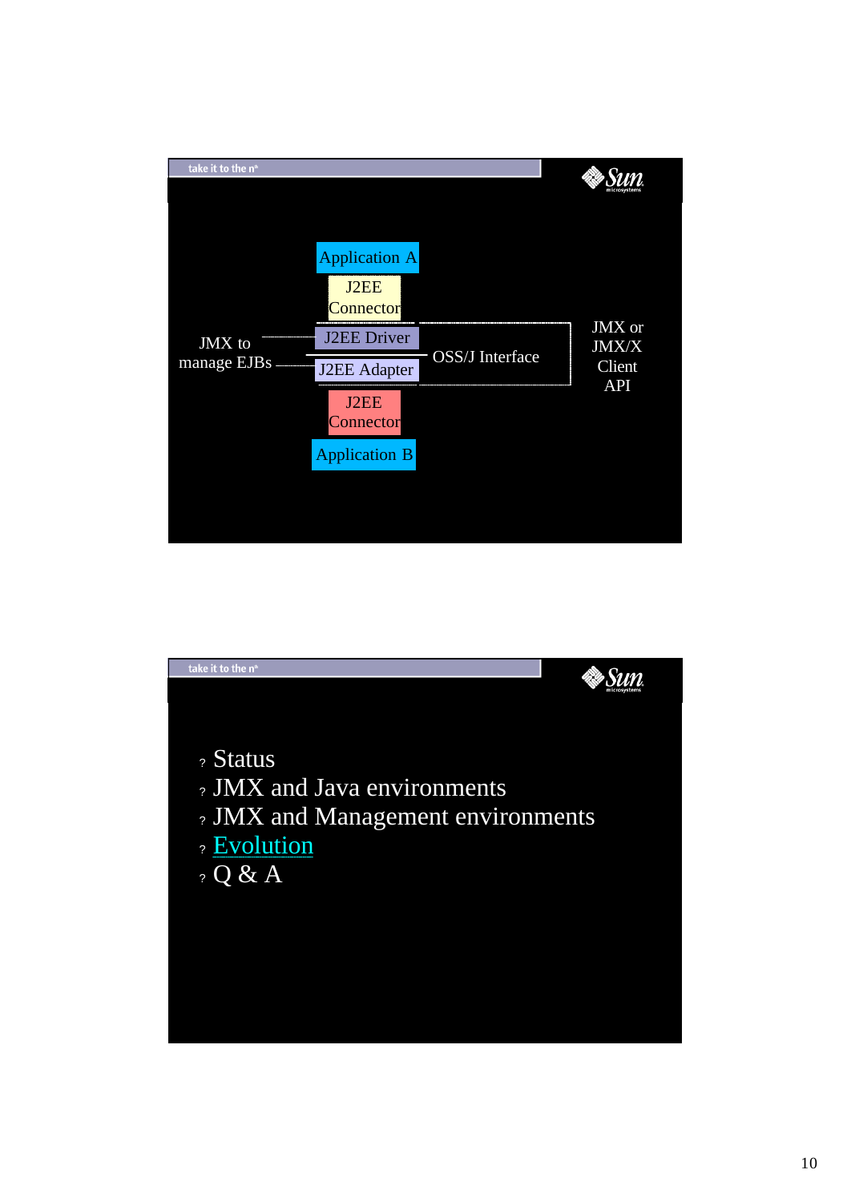take it to the n[th]

Application A

J2EE Connector

JMX to manage EJBs

J2EE Driver

J2EE Adapter

OSS/J Interface

JMX or JMX/X Client API

J2EE Connector

Application B

take it to the n[th]

- Status
- JMX and Java environments
- JMX and Management environments
- Evolution
- Q & A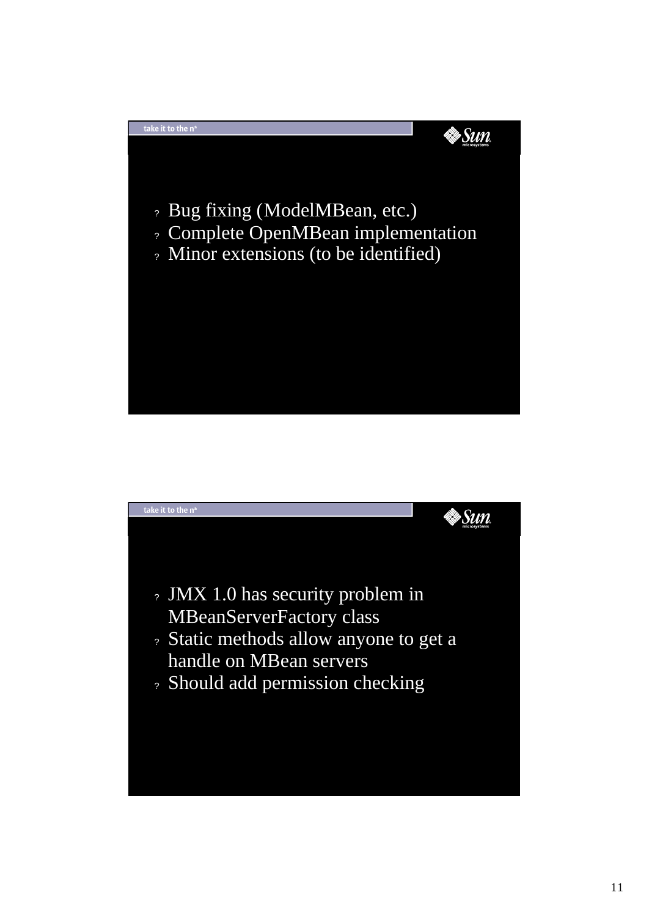take it to the n^th^

- Bug fixing (ModelMBean, etc.)
- Complete OpenMBean implementation
- Minor extensions (to be identified)

take it to the n^th^

- JMX 1.0 has security problem in MBeanServerFactory class
- Static methods allow anyone to get a handle on MBean servers
- Should add permission checking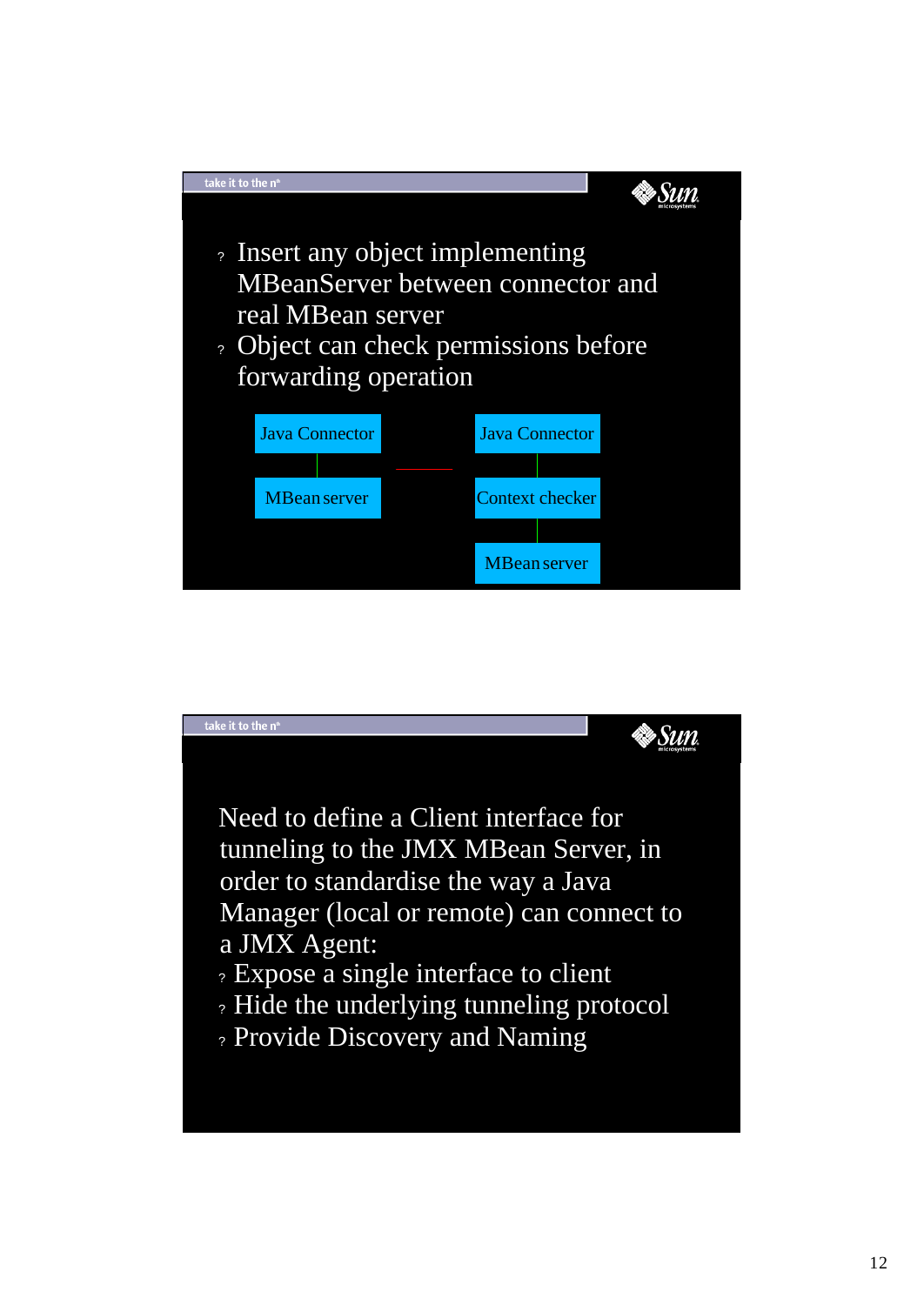- Insert any object implementing MBeanServer between connector and real MBean server
- Object can check permissions before forwarding operation

Java Connector

MBean server

Java Connector

Context checker

MBean server

Need to define a Client interface for tunneling to the JMX MBean Server, in order to standardise the way a Java Manager (local or remote) can connect to a JMX Agent:

- Expose a single interface to client
- Hide the underlying tunneling protocol
- Provide Discovery and Naming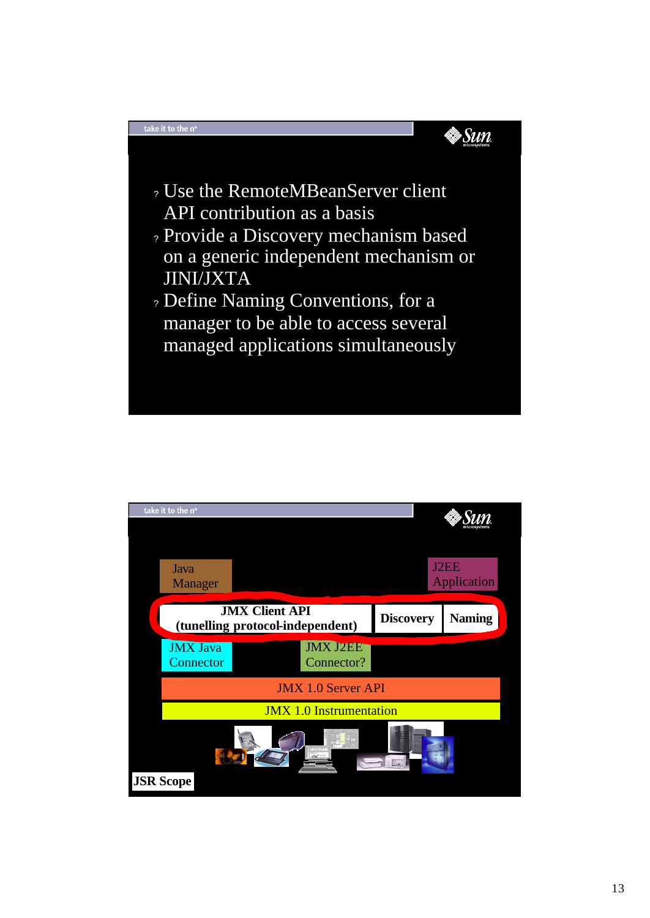- Use the RemoteMBeanServer client API contribution as a basis
- Provide a Discovery mechanism based on a generic independent mechanism or JINI/JXTA
- Define Naming Conventions, for a manager to be able to access several managed applications simultaneously

---

Java Manager

J2EE Application

**JMX Client API (tunelling protocol-independent)** | **Discovery** | **Naming**

JMX Java Connector

JMX J2EE Connector?

JMX 1.0 Server API

JMX 1.0 Instrumentation

**JSR Scope**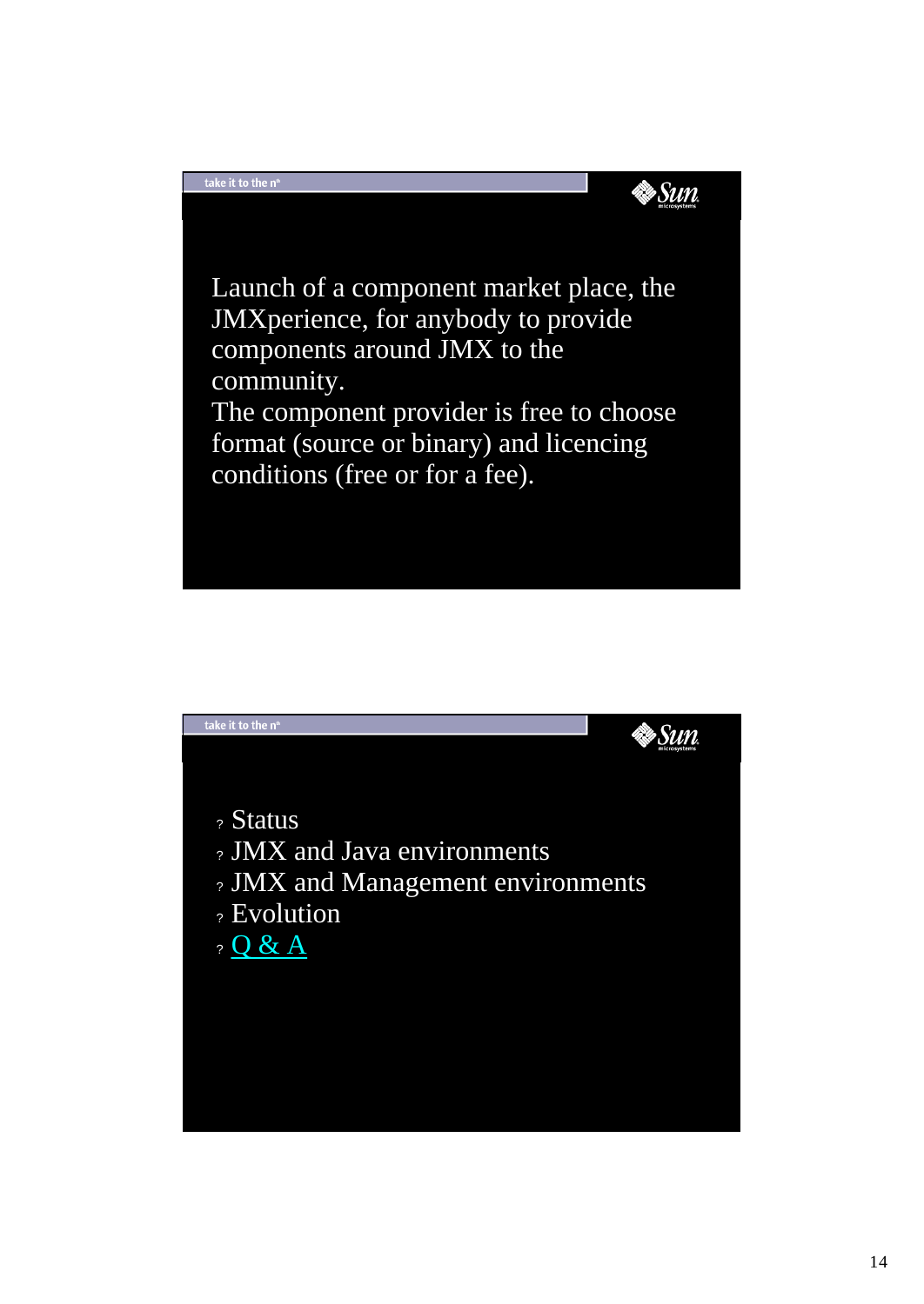take it to the n[th]

Launch of a component market place, the JMXperience, for anybody to provide components around JMX to the community.
The component provider is free to choose format (source or binary) and licencing conditions (free or for a fee).

take it to the n[th]

- Status
- JMX and Java environments
- JMX and Management environments
- Evolution
- Q & A